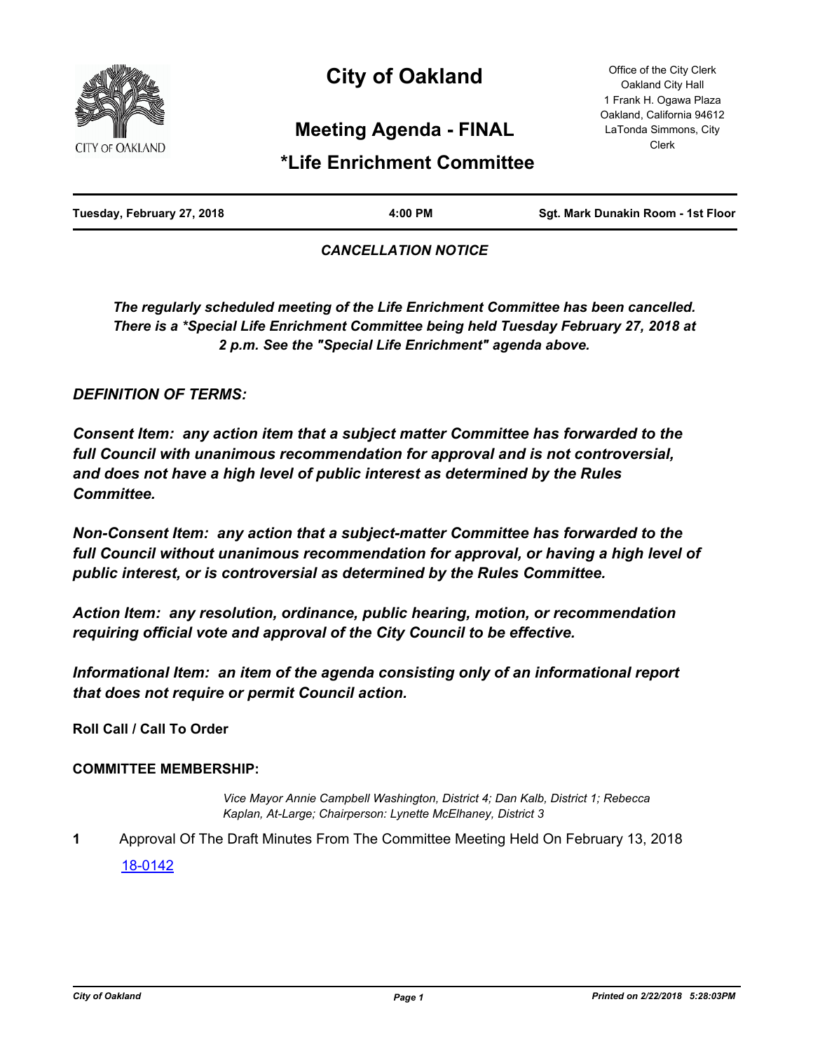# City of Oakland

## Meeting Agenda - FINAL

## *Life Enrichment Committee

Office of the City Clerk
Oakland City Hall
1 Frank H. Ogawa Plaza
Oakland, California 94612
LaTonda Simmons, City Clerk

**Tuesday, February 27, 2018** | **4:00 PM** | **Sgt. Mark Dunakin Room - 1st Floor**

***CANCELLATION NOTICE***

***The regularly scheduled meeting of the Life Enrichment Committee has been cancelled. There is a *Special Life Enrichment Committee being held Tuesday February 27, 2018 at 2 p.m. See the "Special Life Enrichment" agenda above.***

***DEFINITION OF TERMS:***

***Consent Item: any action item that a subject matter Committee has forwarded to the full Council with unanimous recommendation for approval and is not controversial, and does not have a high level of public interest as determined by the Rules Committee.***

***Non-Consent Item: any action that a subject-matter Committee has forwarded to the full Council without unanimous recommendation for approval, or having a high level of public interest, or is controversial as determined by the Rules Committee.***

***Action Item: any resolution, ordinance, public hearing, motion, or recommendation requiring official vote and approval of the City Council to be effective.***

***Informational Item: an item of the agenda consisting only of an informational report that does not require or permit Council action.***

**Roll Call / Call To Order**

**COMMITTEE MEMBERSHIP:**

*Vice Mayor Annie Campbell Washington, District 4; Dan Kalb, District 1; Rebecca Kaplan, At-Large; Chairperson: Lynette McElhaney, District 3*

**1** Approval Of The Draft Minutes From The Committee Meeting Held On February 13, 2018

18-0142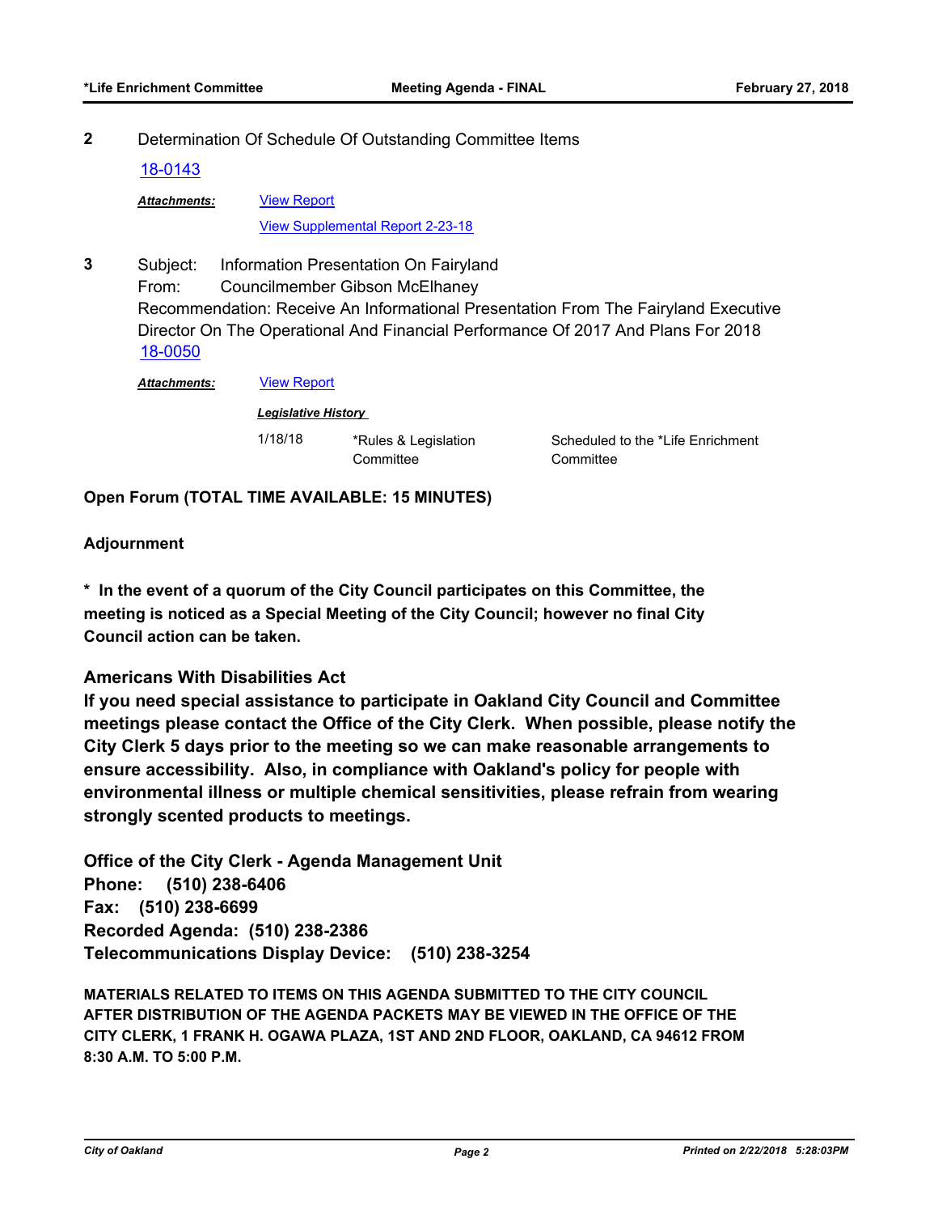**2** Determination Of Schedule Of Outstanding Committee Items

[18-0143]

***Attachments:*** [View Report]

[View Supplemental Report 2-23-18]

**3** Subject: Information Presentation On Fairyland

From: Councilmember Gibson McElhaney

Recommendation: Receive An Informational Presentation From The Fairyland Executive Director On The Operational And Financial Performance Of 2017 And Plans For 2018

[18-0050]

***Attachments:*** [View Report]

***Legislative History***

| | | |
|---|---|---|
| 1/18/18 | *Rules & Legislation Committee | Scheduled to the *Life Enrichment Committee |

**Open Forum (TOTAL TIME AVAILABLE: 15 MINUTES)**

**Adjournment**

**\* In the event of a quorum of the City Council participates on this Committee, the meeting is noticed as a Special Meeting of the City Council; however no final City Council action can be taken.**

**Americans With Disabilities Act**

**If you need special assistance to participate in Oakland City Council and Committee meetings please contact the Office of the City Clerk. When possible, please notify the City Clerk 5 days prior to the meeting so we can make reasonable arrangements to ensure accessibility. Also, in compliance with Oakland's policy for people with environmental illness or multiple chemical sensitivities, please refrain from wearing strongly scented products to meetings.**

**Office of the City Clerk - Agenda Management Unit**
**Phone: (510) 238-6406**
**Fax: (510) 238-6699**
**Recorded Agenda: (510) 238-2386**
**Telecommunications Display Device: (510) 238-3254**

**MATERIALS RELATED TO ITEMS ON THIS AGENDA SUBMITTED TO THE CITY COUNCIL AFTER DISTRIBUTION OF THE AGENDA PACKETS MAY BE VIEWED IN THE OFFICE OF THE CITY CLERK, 1 FRANK H. OGAWA PLAZA, 1ST AND 2ND FLOOR, OAKLAND, CA 94612 FROM 8:30 A.M. TO 5:00 P.M.**